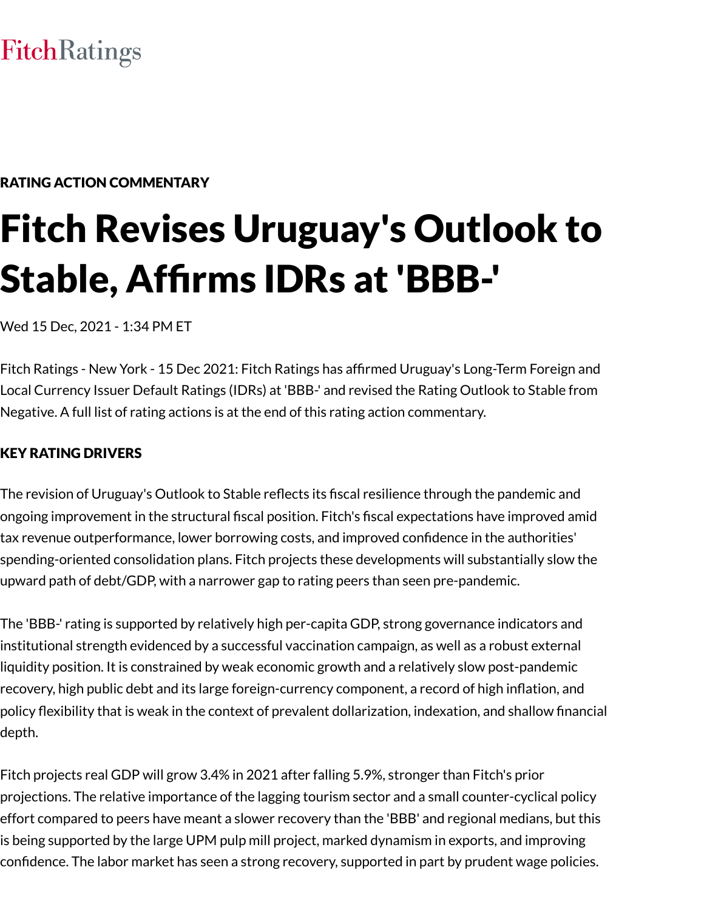FitchRatings

RATING ACTION COMMENTARY

# Fitch Revises Uruguay's Outlook to Stable, Affirms IDRs at 'BBB-'

Wed 15 Dec, 2021 - 1:34 PM ET

Fitch Ratings - New York - 15 Dec 2021: Fitch Ratings has affirmed Uruguay's Long-Term Foreign and Local Currency Issuer Default Ratings (IDRs) at 'BBB-' and revised the Rating Outlook to Stable from Negative. A full list of rating actions is at the end of this rating action commentary.

## KEY RATING DRIVERS

The revision of Uruguay's Outlook to Stable reflects its fiscal resilience through the pandemic and ongoing improvement in the structural fiscal position. Fitch's fiscal expectations have improved amid tax revenue outperformance, lower borrowing costs, and improved confidence in the authorities' spending-oriented consolidation plans. Fitch projects these developments will substantially slow the upward path of debt/GDP, with a narrower gap to rating peers than seen pre-pandemic.

The 'BBB-' rating is supported by relatively high per-capita GDP, strong governance indicators and institutional strength evidenced by a successful vaccination campaign, as well as a robust external liquidity position. It is constrained by weak economic growth and a relatively slow post-pandemic recovery, high public debt and its large foreign-currency component, a record of high inflation, and policy flexibility that is weak in the context of prevalent dollarization, indexation, and shallow financial depth.

Fitch projects real GDP will grow 3.4% in 2021 after falling 5.9%, stronger than Fitch's prior projections. The relative importance of the lagging tourism sector and a small counter-cyclical policy effort compared to peers have meant a slower recovery than the 'BBB' and regional medians, but this is being supported by the large UPM pulp mill project, marked dynamism in exports, and improving confidence. The labor market has seen a strong recovery, supported in part by prudent wage policies.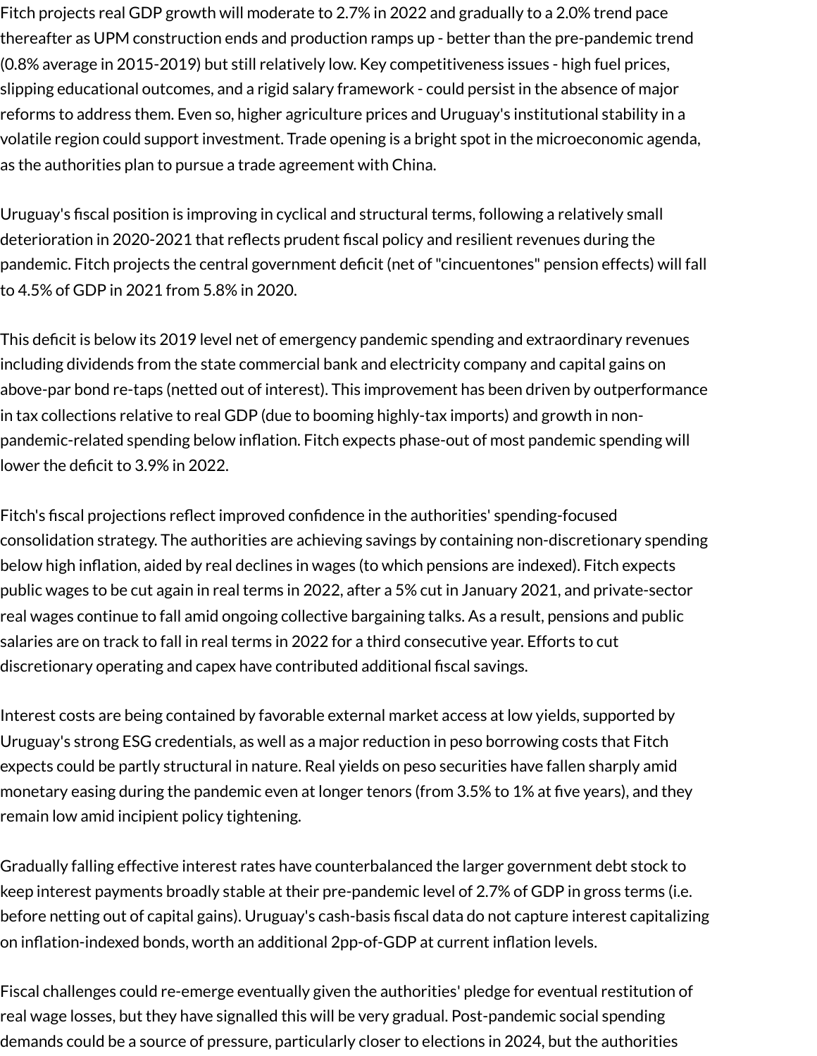Fitch projects real GDP growth will moderate to 2.7% in 2022 and gradually to a 2.0% trend pace thereafter as UPM construction ends and production ramps up - better than the pre-pandemic trend (0.8% average in 2015-2019) but still relatively low. Key competitiveness issues - high fuel prices, slipping educational outcomes, and a rigid salary framework - could persist in the absence of major reforms to address them. Even so, higher agriculture prices and Uruguay's institutional stability in a volatile region could support investment. Trade opening is a bright spot in the microeconomic agenda, as the authorities plan to pursue a trade agreement with China.

Uruguay's fiscal position is improving in cyclical and structural terms, following a relatively small deterioration in 2020-2021 that reflects prudent fiscal policy and resilient revenues during the pandemic. Fitch projects the central government deficit (net of "cincuentones" pension effects) will fall to 4.5% of GDP in 2021 from 5.8% in 2020.

This deficit is below its 2019 level net of emergency pandemic spending and extraordinary revenues including dividends from the state commercial bank and electricity company and capital gains on above-par bond re-taps (netted out of interest). This improvement has been driven by outperformance in tax collections relative to real GDP (due to booming highly-tax imports) and growth in non-pandemic-related spending below inflation. Fitch expects phase-out of most pandemic spending will lower the deficit to 3.9% in 2022.

Fitch's fiscal projections reflect improved confidence in the authorities' spending-focused consolidation strategy. The authorities are achieving savings by containing non-discretionary spending below high inflation, aided by real declines in wages (to which pensions are indexed). Fitch expects public wages to be cut again in real terms in 2022, after a 5% cut in January 2021, and private-sector real wages continue to fall amid ongoing collective bargaining talks. As a result, pensions and public salaries are on track to fall in real terms in 2022 for a third consecutive year. Efforts to cut discretionary operating and capex have contributed additional fiscal savings.

Interest costs are being contained by favorable external market access at low yields, supported by Uruguay's strong ESG credentials, as well as a major reduction in peso borrowing costs that Fitch expects could be partly structural in nature. Real yields on peso securities have fallen sharply amid monetary easing during the pandemic even at longer tenors (from 3.5% to 1% at five years), and they remain low amid incipient policy tightening.

Gradually falling effective interest rates have counterbalanced the larger government debt stock to keep interest payments broadly stable at their pre-pandemic level of 2.7% of GDP in gross terms (i.e. before netting out of capital gains). Uruguay's cash-basis fiscal data do not capture interest capitalizing on inflation-indexed bonds, worth an additional 2pp-of-GDP at current inflation levels.

Fiscal challenges could re-emerge eventually given the authorities' pledge for eventual restitution of real wage losses, but they have signalled this will be very gradual. Post-pandemic social spending demands could be a source of pressure, particularly closer to elections in 2024, but the authorities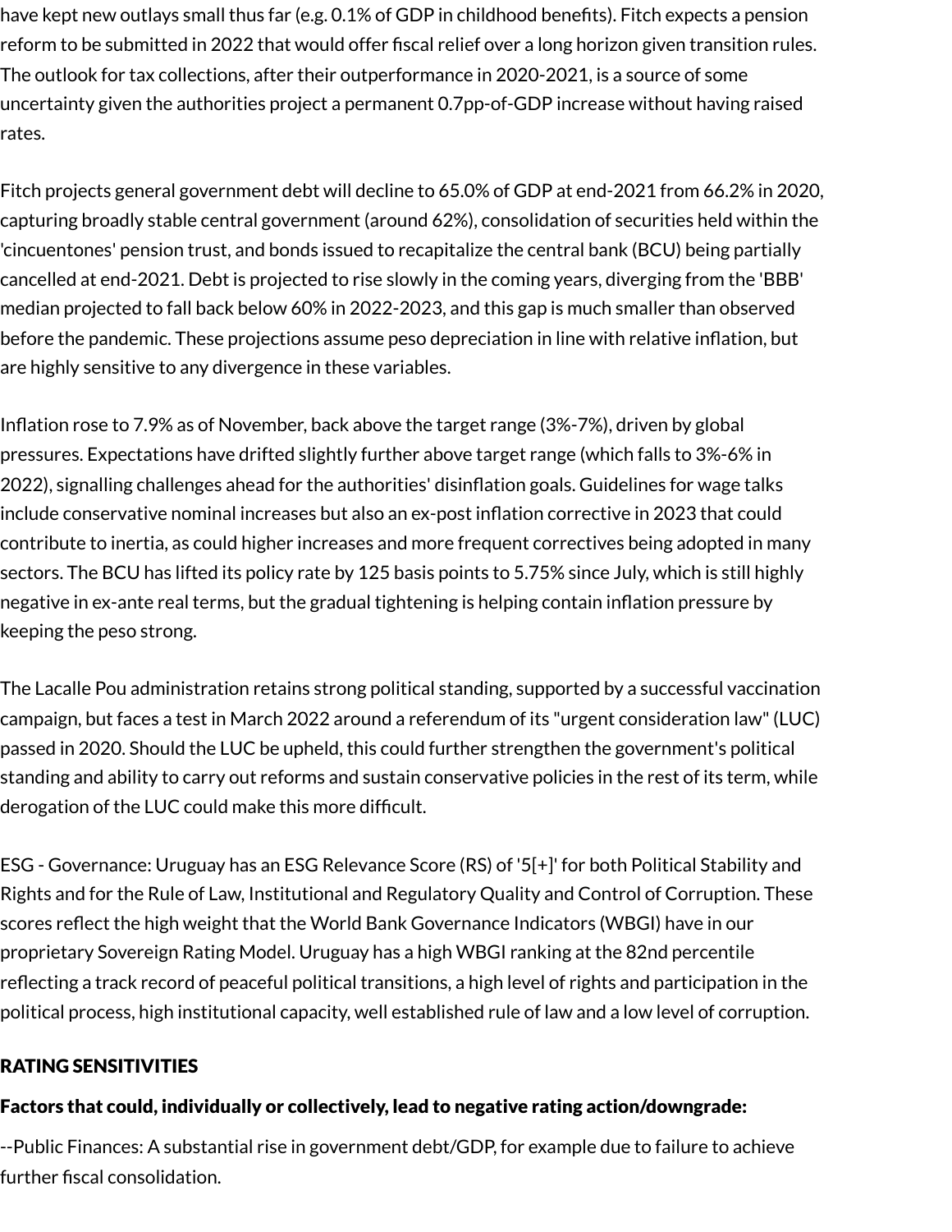have kept new outlays small thus far (e.g. 0.1% of GDP in childhood benefits). Fitch expects a pension reform to be submitted in 2022 that would offer fiscal relief over a long horizon given transition rules. The outlook for tax collections, after their outperformance in 2020-2021, is a source of some uncertainty given the authorities project a permanent 0.7pp-of-GDP increase without having raised rates.

Fitch projects general government debt will decline to 65.0% of GDP at end-2021 from 66.2% in 2020, capturing broadly stable central government (around 62%), consolidation of securities held within the 'cincuentones' pension trust, and bonds issued to recapitalize the central bank (BCU) being partially cancelled at end-2021. Debt is projected to rise slowly in the coming years, diverging from the 'BBB' median projected to fall back below 60% in 2022-2023, and this gap is much smaller than observed before the pandemic. These projections assume peso depreciation in line with relative inflation, but are highly sensitive to any divergence in these variables.

Inflation rose to 7.9% as of November, back above the target range (3%-7%), driven by global pressures. Expectations have drifted slightly further above target range (which falls to 3%-6% in 2022), signalling challenges ahead for the authorities' disinflation goals. Guidelines for wage talks include conservative nominal increases but also an ex-post inflation corrective in 2023 that could contribute to inertia, as could higher increases and more frequent correctives being adopted in many sectors. The BCU has lifted its policy rate by 125 basis points to 5.75% since July, which is still highly negative in ex-ante real terms, but the gradual tightening is helping contain inflation pressure by keeping the peso strong.

The Lacalle Pou administration retains strong political standing, supported by a successful vaccination campaign, but faces a test in March 2022 around a referendum of its "urgent consideration law" (LUC) passed in 2020. Should the LUC be upheld, this could further strengthen the government's political standing and ability to carry out reforms and sustain conservative policies in the rest of its term, while derogation of the LUC could make this more difficult.

ESG - Governance: Uruguay has an ESG Relevance Score (RS) of '5[+]' for both Political Stability and Rights and for the Rule of Law, Institutional and Regulatory Quality and Control of Corruption. These scores reflect the high weight that the World Bank Governance Indicators (WBGI) have in our proprietary Sovereign Rating Model. Uruguay has a high WBGI ranking at the 82nd percentile reflecting a track record of peaceful political transitions, a high level of rights and participation in the political process, high institutional capacity, well established rule of law and a low level of corruption.

## RATING SENSITIVITIES

### Factors that could, individually or collectively, lead to negative rating action/downgrade:

--Public Finances: A substantial rise in government debt/GDP, for example due to failure to achieve further fiscal consolidation.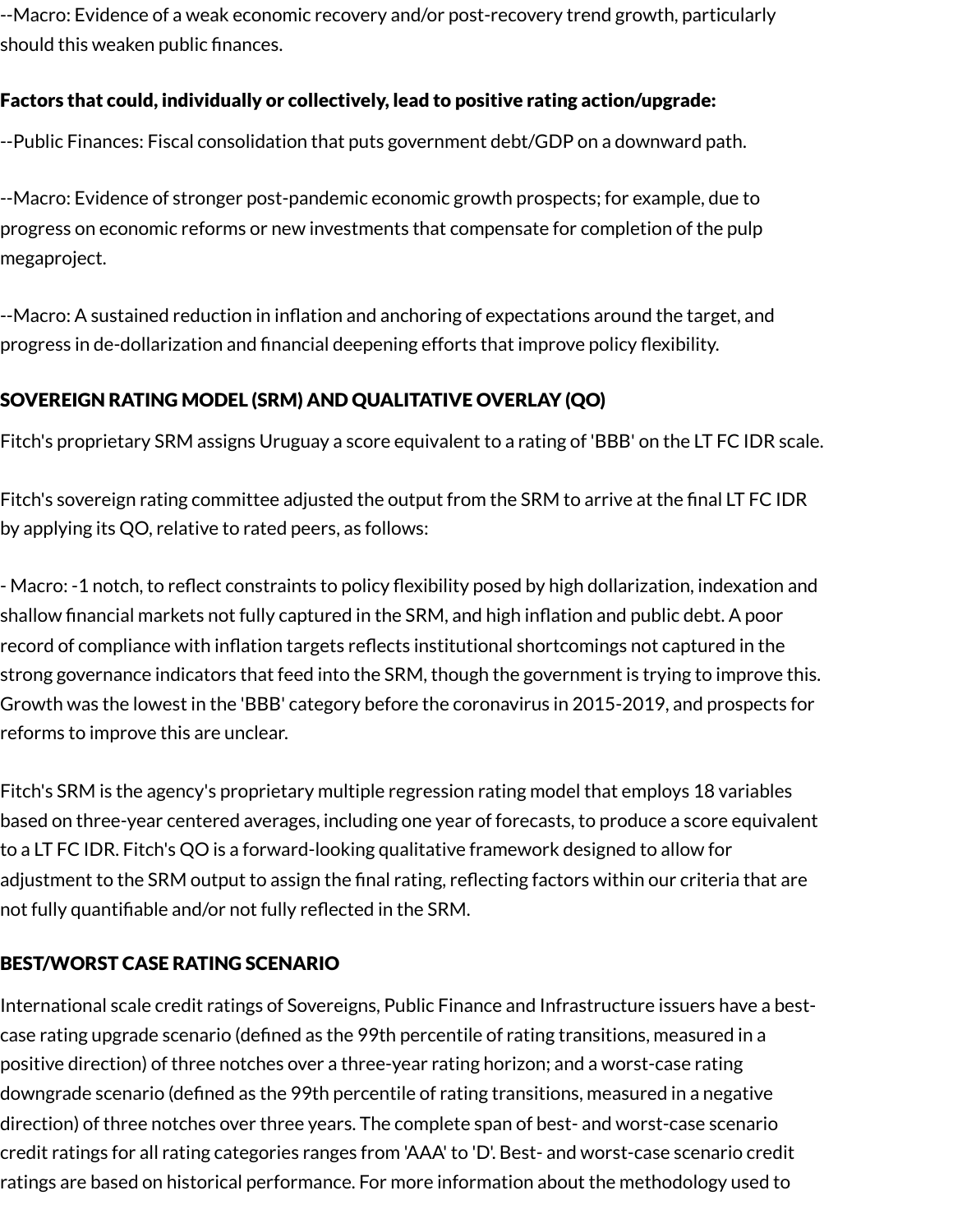--Macro: Evidence of a weak economic recovery and/or post-recovery trend growth, particularly should this weaken public finances.

**Factors that could, individually or collectively, lead to positive rating action/upgrade:**

--Public Finances: Fiscal consolidation that puts government debt/GDP on a downward path.

--Macro: Evidence of stronger post-pandemic economic growth prospects; for example, due to progress on economic reforms or new investments that compensate for completion of the pulp megaproject.

--Macro: A sustained reduction in inflation and anchoring of expectations around the target, and progress in de-dollarization and financial deepening efforts that improve policy flexibility.

## SOVEREIGN RATING MODEL (SRM) AND QUALITATIVE OVERLAY (QO)

Fitch's proprietary SRM assigns Uruguay a score equivalent to a rating of 'BBB' on the LT FC IDR scale.

Fitch's sovereign rating committee adjusted the output from the SRM to arrive at the final LT FC IDR by applying its QO, relative to rated peers, as follows:

- Macro: -1 notch, to reflect constraints to policy flexibility posed by high dollarization, indexation and shallow financial markets not fully captured in the SRM, and high inflation and public debt. A poor record of compliance with inflation targets reflects institutional shortcomings not captured in the strong governance indicators that feed into the SRM, though the government is trying to improve this. Growth was the lowest in the 'BBB' category before the coronavirus in 2015-2019, and prospects for reforms to improve this are unclear.

Fitch's SRM is the agency's proprietary multiple regression rating model that employs 18 variables based on three-year centered averages, including one year of forecasts, to produce a score equivalent to a LT FC IDR. Fitch's QO is a forward-looking qualitative framework designed to allow for adjustment to the SRM output to assign the final rating, reflecting factors within our criteria that are not fully quantifiable and/or not fully reflected in the SRM.

## BEST/WORST CASE RATING SCENARIO

International scale credit ratings of Sovereigns, Public Finance and Infrastructure issuers have a best-case rating upgrade scenario (defined as the 99th percentile of rating transitions, measured in a positive direction) of three notches over a three-year rating horizon; and a worst-case rating downgrade scenario (defined as the 99th percentile of rating transitions, measured in a negative direction) of three notches over three years. The complete span of best- and worst-case scenario credit ratings for all rating categories ranges from 'AAA' to 'D'. Best- and worst-case scenario credit ratings are based on historical performance. For more information about the methodology used to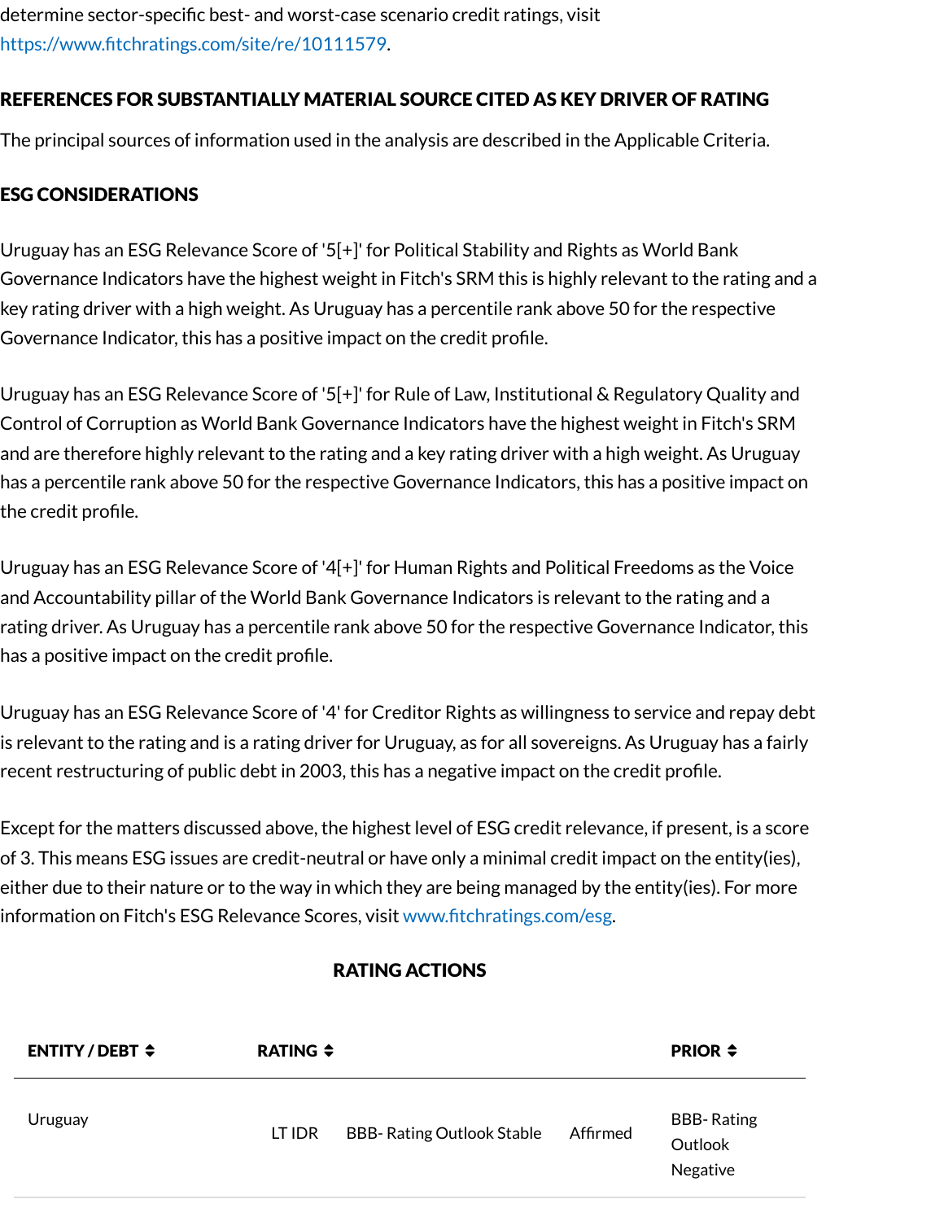determine sector-specific best- and worst-case scenario credit ratings, visit https://www.fitchratings.com/site/re/10111579.

## REFERENCES FOR SUBSTANTIALLY MATERIAL SOURCE CITED AS KEY DRIVER OF RATING

The principal sources of information used in the analysis are described in the Applicable Criteria.

## ESG CONSIDERATIONS

Uruguay has an ESG Relevance Score of '5[+]' for Political Stability and Rights as World Bank Governance Indicators have the highest weight in Fitch's SRM this is highly relevant to the rating and a key rating driver with a high weight. As Uruguay has a percentile rank above 50 for the respective Governance Indicator, this has a positive impact on the credit profile.

Uruguay has an ESG Relevance Score of '5[+]' for Rule of Law, Institutional & Regulatory Quality and Control of Corruption as World Bank Governance Indicators have the highest weight in Fitch's SRM and are therefore highly relevant to the rating and a key rating driver with a high weight. As Uruguay has a percentile rank above 50 for the respective Governance Indicators, this has a positive impact on the credit profile.

Uruguay has an ESG Relevance Score of '4[+]' for Human Rights and Political Freedoms as the Voice and Accountability pillar of the World Bank Governance Indicators is relevant to the rating and a rating driver. As Uruguay has a percentile rank above 50 for the respective Governance Indicator, this has a positive impact on the credit profile.

Uruguay has an ESG Relevance Score of '4' for Creditor Rights as willingness to service and repay debt is relevant to the rating and is a rating driver for Uruguay, as for all sovereigns. As Uruguay has a fairly recent restructuring of public debt in 2003, this has a negative impact on the credit profile.

Except for the matters discussed above, the highest level of ESG credit relevance, if present, is a score of 3. This means ESG issues are credit-neutral or have only a minimal credit impact on the entity(ies), either due to their nature or to the way in which they are being managed by the entity(ies). For more information on Fitch's ESG Relevance Scores, visit www.fitchratings.com/esg.

## RATING ACTIONS

| ENTITY / DEBT | RATING | | | PRIOR |
|---|---|---|---|---|
| Uruguay | LT IDR | BBB- Rating Outlook Stable | Affirmed | BBB- Rating Outlook Negative |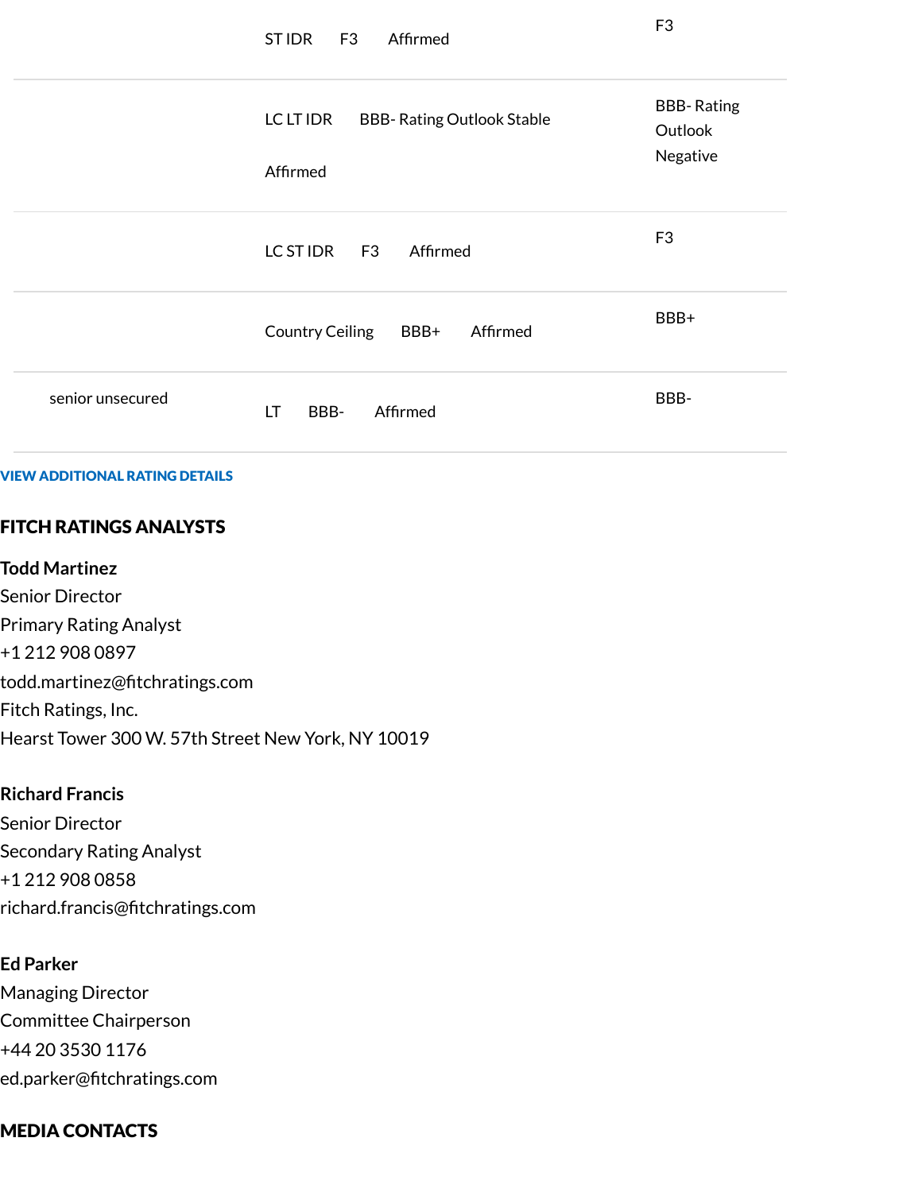| Entity/Debt | Rating | | Prior |
|---|---|---|---|
| | ST IDR | F3 Affirmed | F3 |
| | LC LT IDR | BBB- Rating Outlook Stable Affirmed | BBB- Rating Outlook Negative |
| | LC ST IDR | F3 Affirmed | F3 |
| | Country Ceiling | BBB+ Affirmed | BBB+ |
| senior unsecured | LT | BBB- Affirmed | BBB- |

VIEW ADDITIONAL RATING DETAILS

## FITCH RATINGS ANALYSTS

**Todd Martinez**
Senior Director
Primary Rating Analyst
+1 212 908 0897
todd.martinez@fitchratings.com
Fitch Ratings, Inc.
Hearst Tower 300 W. 57th Street New York, NY 10019

**Richard Francis**
Senior Director
Secondary Rating Analyst
+1 212 908 0858
richard.francis@fitchratings.com

**Ed Parker**
Managing Director
Committee Chairperson
+44 20 3530 1176
ed.parker@fitchratings.com

## MEDIA CONTACTS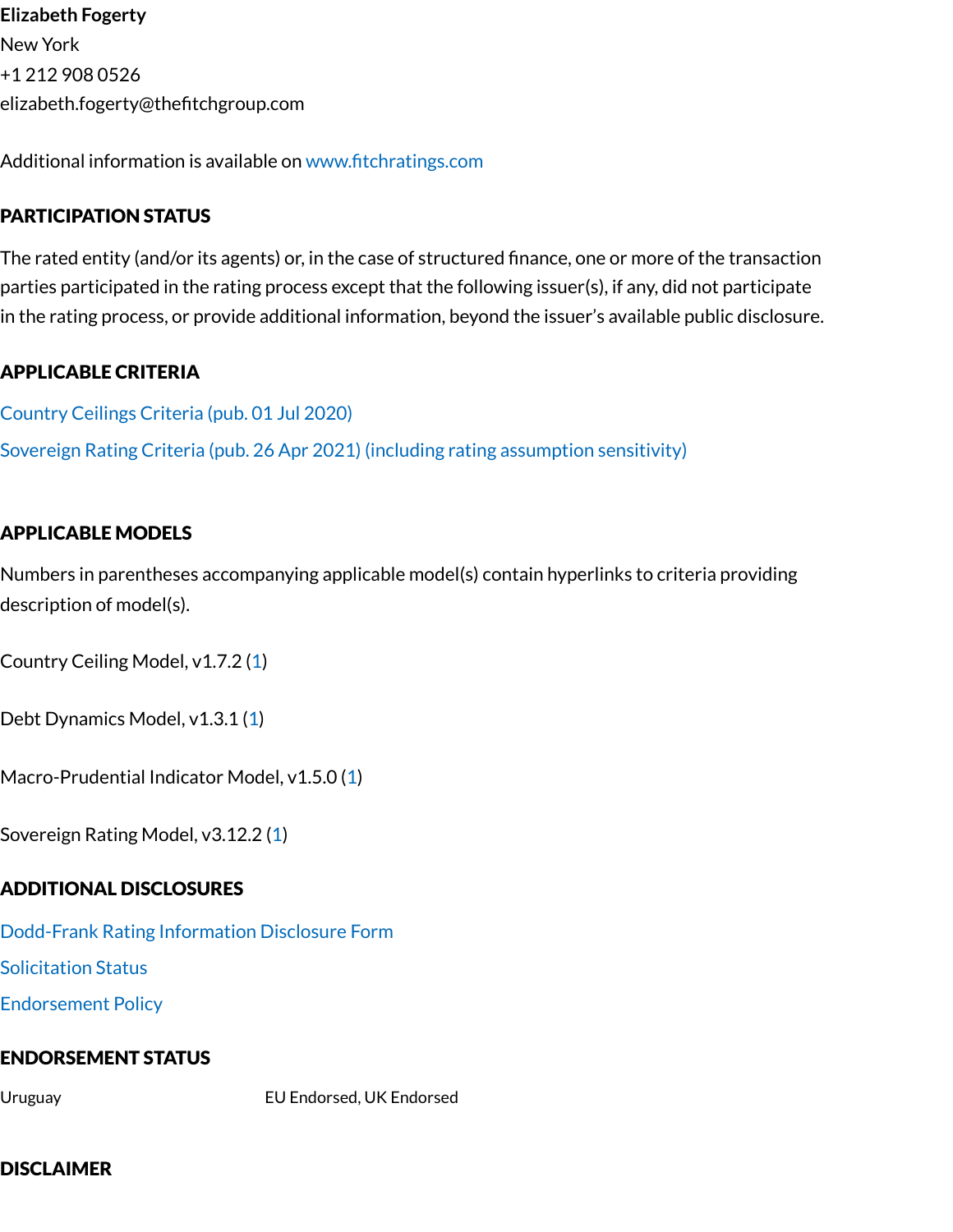**Elizabeth Fogerty**
New York
+1 212 908 0526
elizabeth.fogerty@thefitchgroup.com

Additional information is available on www.fitchratings.com

## PARTICIPATION STATUS

The rated entity (and/or its agents) or, in the case of structured finance, one or more of the transaction parties participated in the rating process except that the following issuer(s), if any, did not participate in the rating process, or provide additional information, beyond the issuer's available public disclosure.

## APPLICABLE CRITERIA

Country Ceilings Criteria (pub. 01 Jul 2020)

Sovereign Rating Criteria (pub. 26 Apr 2021) (including rating assumption sensitivity)

## APPLICABLE MODELS

Numbers in parentheses accompanying applicable model(s) contain hyperlinks to criteria providing description of model(s).

Country Ceiling Model, v1.7.2 (1)

Debt Dynamics Model, v1.3.1 (1)

Macro-Prudential Indicator Model, v1.5.0 (1)

Sovereign Rating Model, v3.12.2 (1)

## ADDITIONAL DISCLOSURES

Dodd-Frank Rating Information Disclosure Form

Solicitation Status

Endorsement Policy

## ENDORSEMENT STATUS

| | |
|---|---|
| Uruguay | EU Endorsed, UK Endorsed |

## DISCLAIMER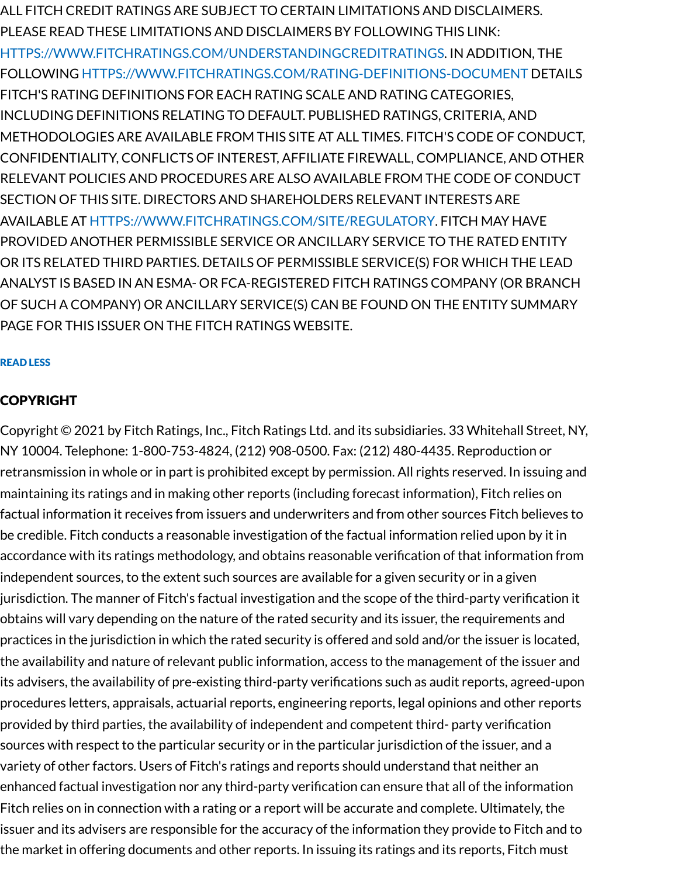ALL FITCH CREDIT RATINGS ARE SUBJECT TO CERTAIN LIMITATIONS AND DISCLAIMERS. PLEASE READ THESE LIMITATIONS AND DISCLAIMERS BY FOLLOWING THIS LINK: HTTPS://WWW.FITCHRATINGS.COM/UNDERSTANDINGCREDITRATINGS. IN ADDITION, THE FOLLOWING HTTPS://WWW.FITCHRATINGS.COM/RATING-DEFINITIONS-DOCUMENT DETAILS FITCH'S RATING DEFINITIONS FOR EACH RATING SCALE AND RATING CATEGORIES, INCLUDING DEFINITIONS RELATING TO DEFAULT. PUBLISHED RATINGS, CRITERIA, AND METHODOLOGIES ARE AVAILABLE FROM THIS SITE AT ALL TIMES. FITCH'S CODE OF CONDUCT, CONFIDENTIALITY, CONFLICTS OF INTEREST, AFFILIATE FIREWALL, COMPLIANCE, AND OTHER RELEVANT POLICIES AND PROCEDURES ARE ALSO AVAILABLE FROM THE CODE OF CONDUCT SECTION OF THIS SITE. DIRECTORS AND SHAREHOLDERS RELEVANT INTERESTS ARE AVAILABLE AT HTTPS://WWW.FITCHRATINGS.COM/SITE/REGULATORY. FITCH MAY HAVE PROVIDED ANOTHER PERMISSIBLE SERVICE OR ANCILLARY SERVICE TO THE RATED ENTITY OR ITS RELATED THIRD PARTIES. DETAILS OF PERMISSIBLE SERVICE(S) FOR WHICH THE LEAD ANALYST IS BASED IN AN ESMA- OR FCA-REGISTERED FITCH RATINGS COMPANY (OR BRANCH OF SUCH A COMPANY) OR ANCILLARY SERVICE(S) CAN BE FOUND ON THE ENTITY SUMMARY PAGE FOR THIS ISSUER ON THE FITCH RATINGS WEBSITE.

READ LESS

## COPYRIGHT

Copyright © 2021 by Fitch Ratings, Inc., Fitch Ratings Ltd. and its subsidiaries. 33 Whitehall Street, NY, NY 10004. Telephone: 1-800-753-4824, (212) 908-0500. Fax: (212) 480-4435. Reproduction or retransmission in whole or in part is prohibited except by permission. All rights reserved. In issuing and maintaining its ratings and in making other reports (including forecast information), Fitch relies on factual information it receives from issuers and underwriters and from other sources Fitch believes to be credible. Fitch conducts a reasonable investigation of the factual information relied upon by it in accordance with its ratings methodology, and obtains reasonable verification of that information from independent sources, to the extent such sources are available for a given security or in a given jurisdiction. The manner of Fitch's factual investigation and the scope of the third-party verification it obtains will vary depending on the nature of the rated security and its issuer, the requirements and practices in the jurisdiction in which the rated security is offered and sold and/or the issuer is located, the availability and nature of relevant public information, access to the management of the issuer and its advisers, the availability of pre-existing third-party verifications such as audit reports, agreed-upon procedures letters, appraisals, actuarial reports, engineering reports, legal opinions and other reports provided by third parties, the availability of independent and competent third- party verification sources with respect to the particular security or in the particular jurisdiction of the issuer, and a variety of other factors. Users of Fitch's ratings and reports should understand that neither an enhanced factual investigation nor any third-party verification can ensure that all of the information Fitch relies on in connection with a rating or a report will be accurate and complete. Ultimately, the issuer and its advisers are responsible for the accuracy of the information they provide to Fitch and to the market in offering documents and other reports. In issuing its ratings and its reports, Fitch must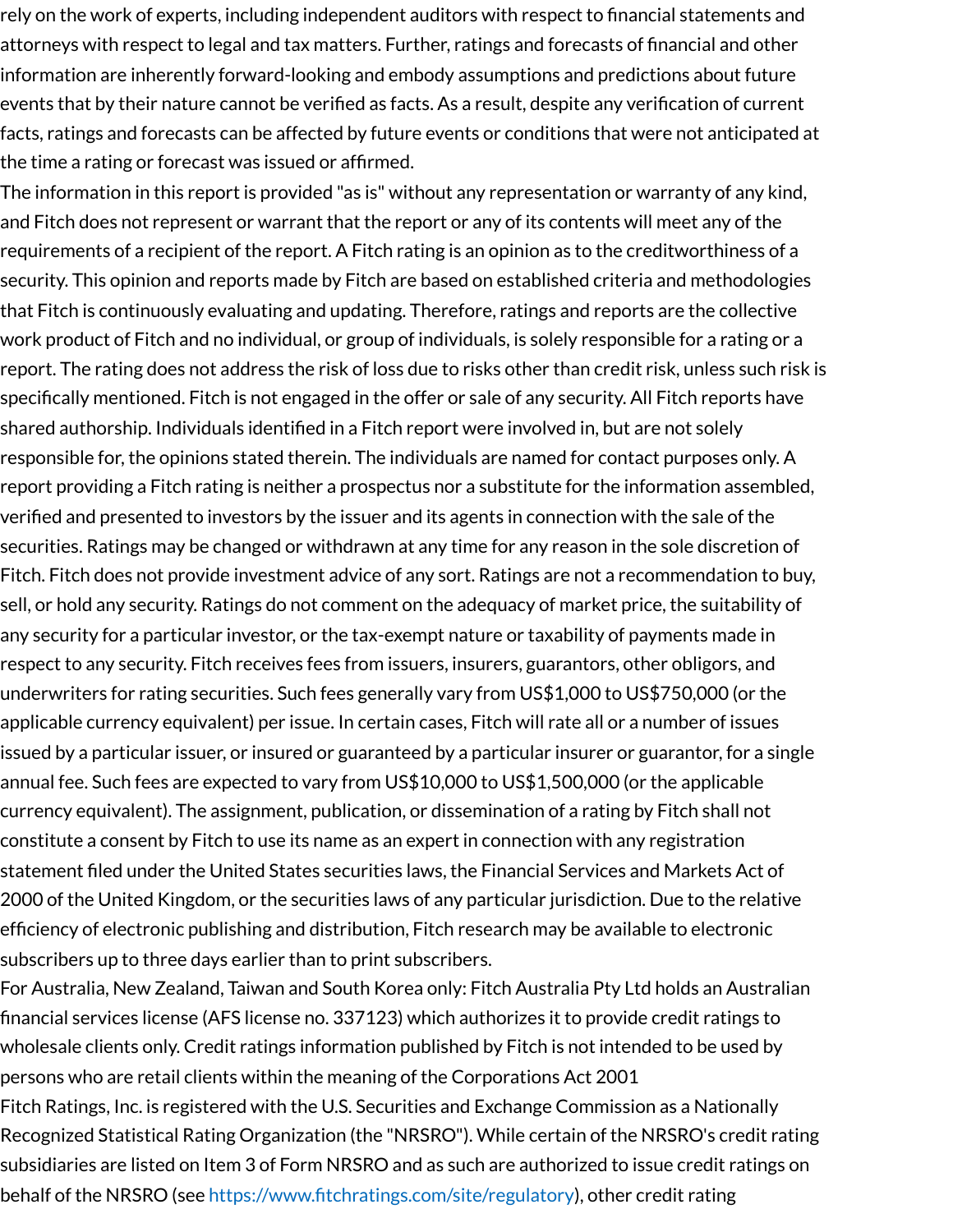rely on the work of experts, including independent auditors with respect to financial statements and attorneys with respect to legal and tax matters. Further, ratings and forecasts of financial and other information are inherently forward-looking and embody assumptions and predictions about future events that by their nature cannot be verified as facts. As a result, despite any verification of current facts, ratings and forecasts can be affected by future events or conditions that were not anticipated at the time a rating or forecast was issued or affirmed.

The information in this report is provided "as is" without any representation or warranty of any kind, and Fitch does not represent or warrant that the report or any of its contents will meet any of the requirements of a recipient of the report. A Fitch rating is an opinion as to the creditworthiness of a security. This opinion and reports made by Fitch are based on established criteria and methodologies that Fitch is continuously evaluating and updating. Therefore, ratings and reports are the collective work product of Fitch and no individual, or group of individuals, is solely responsible for a rating or a report. The rating does not address the risk of loss due to risks other than credit risk, unless such risk is specifically mentioned. Fitch is not engaged in the offer or sale of any security. All Fitch reports have shared authorship. Individuals identified in a Fitch report were involved in, but are not solely responsible for, the opinions stated therein. The individuals are named for contact purposes only. A report providing a Fitch rating is neither a prospectus nor a substitute for the information assembled, verified and presented to investors by the issuer and its agents in connection with the sale of the securities. Ratings may be changed or withdrawn at any time for any reason in the sole discretion of Fitch. Fitch does not provide investment advice of any sort. Ratings are not a recommendation to buy, sell, or hold any security. Ratings do not comment on the adequacy of market price, the suitability of any security for a particular investor, or the tax-exempt nature or taxability of payments made in respect to any security. Fitch receives fees from issuers, insurers, guarantors, other obligors, and underwriters for rating securities. Such fees generally vary from US$1,000 to US$750,000 (or the applicable currency equivalent) per issue. In certain cases, Fitch will rate all or a number of issues issued by a particular issuer, or insured or guaranteed by a particular insurer or guarantor, for a single annual fee. Such fees are expected to vary from US$10,000 to US$1,500,000 (or the applicable currency equivalent). The assignment, publication, or dissemination of a rating by Fitch shall not constitute a consent by Fitch to use its name as an expert in connection with any registration statement filed under the United States securities laws, the Financial Services and Markets Act of 2000 of the United Kingdom, or the securities laws of any particular jurisdiction. Due to the relative efficiency of electronic publishing and distribution, Fitch research may be available to electronic subscribers up to three days earlier than to print subscribers.

For Australia, New Zealand, Taiwan and South Korea only: Fitch Australia Pty Ltd holds an Australian financial services license (AFS license no. 337123) which authorizes it to provide credit ratings to wholesale clients only. Credit ratings information published by Fitch is not intended to be used by persons who are retail clients within the meaning of the Corporations Act 2001

Fitch Ratings, Inc. is registered with the U.S. Securities and Exchange Commission as a Nationally Recognized Statistical Rating Organization (the "NRSRO"). While certain of the NRSRO's credit rating subsidiaries are listed on Item 3 of Form NRSRO and as such are authorized to issue credit ratings on behalf of the NRSRO (see https://www.fitchratings.com/site/regulatory), other credit rating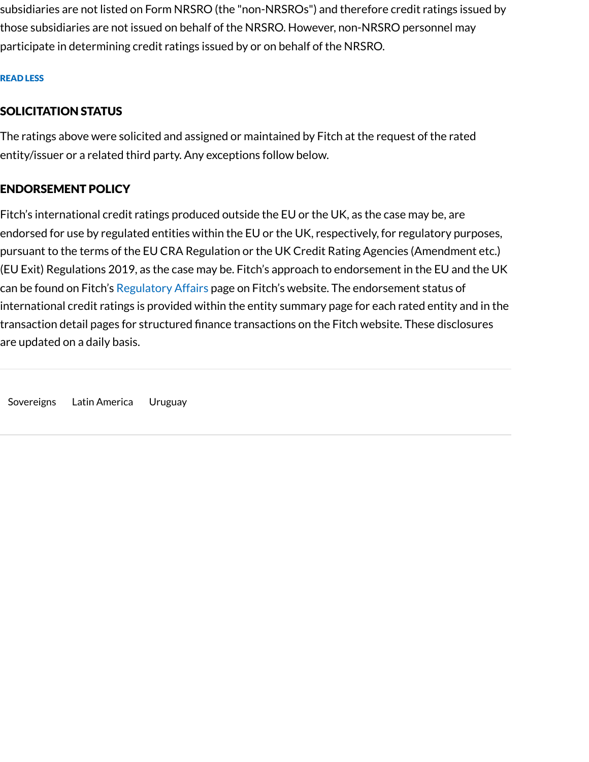subsidiaries are not listed on Form NRSRO (the "non-NRSROs") and therefore credit ratings issued by those subsidiaries are not issued on behalf of the NRSRO. However, non-NRSRO personnel may participate in determining credit ratings issued by or on behalf of the NRSRO.

READ LESS

## SOLICITATION STATUS

The ratings above were solicited and assigned or maintained by Fitch at the request of the rated entity/issuer or a related third party. Any exceptions follow below.

## ENDORSEMENT POLICY

Fitch's international credit ratings produced outside the EU or the UK, as the case may be, are endorsed for use by regulated entities within the EU or the UK, respectively, for regulatory purposes, pursuant to the terms of the EU CRA Regulation or the UK Credit Rating Agencies (Amendment etc.) (EU Exit) Regulations 2019, as the case may be. Fitch's approach to endorsement in the EU and the UK can be found on Fitch's Regulatory Affairs page on Fitch's website. The endorsement status of international credit ratings is provided within the entity summary page for each rated entity and in the transaction detail pages for structured finance transactions on the Fitch website. These disclosures are updated on a daily basis.

Sovereigns Latin America Uruguay